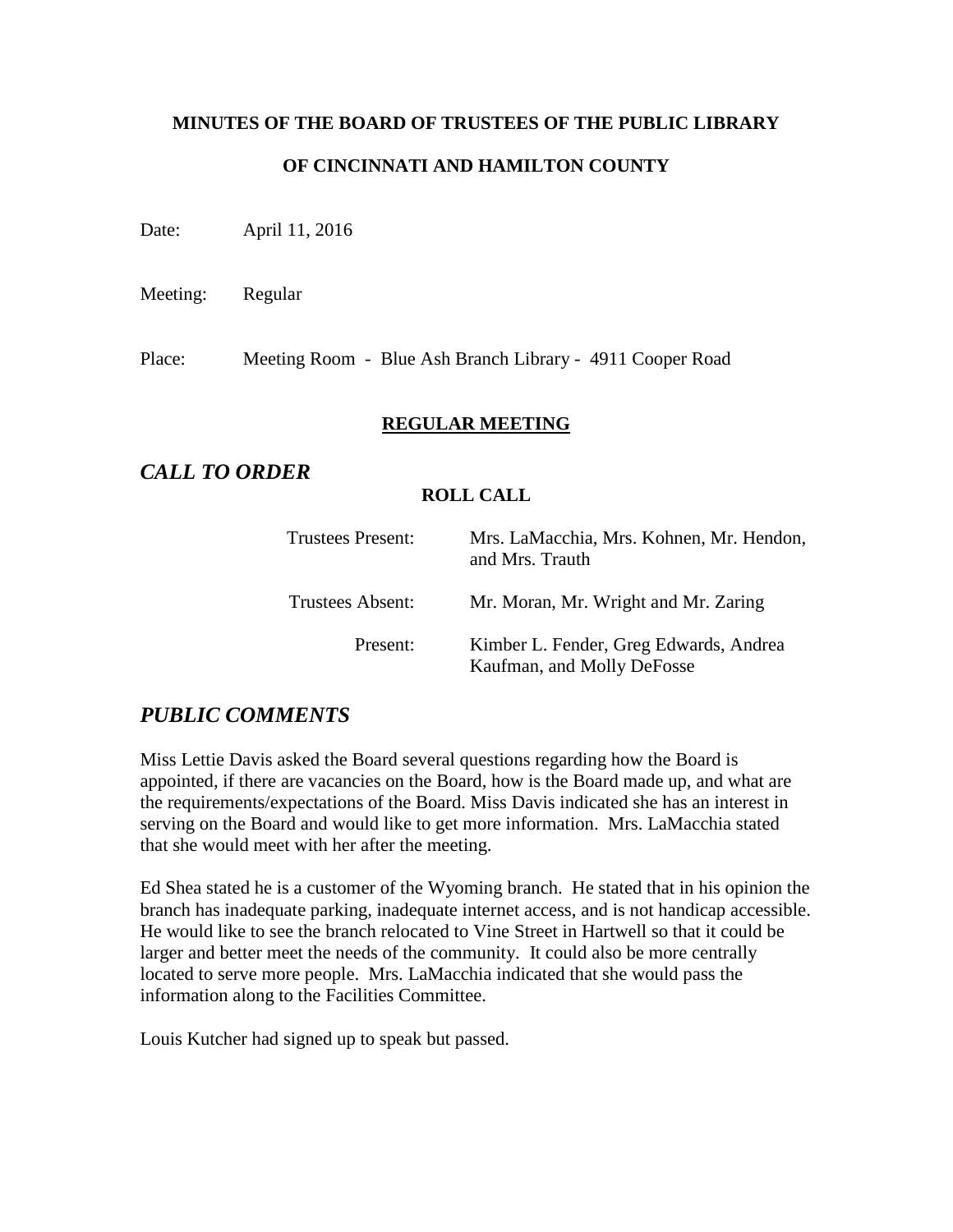**MINUTES OF THE BOARD OF TRUSTEES OF THE PUBLIC LIBRARY**

**OF CINCINNATI AND HAMILTON COUNTY**

Date: April 11, 2016

Meeting: Regular

Place: Meeting Room - Blue Ash Branch Library - 4911 Cooper Road

## REGULAR MEETING

## *CALL TO ORDER*

**ROLL CALL**

| | |
|---|---|
| Trustees Present: | Mrs. LaMacchia, Mrs. Kohnen, Mr. Hendon, and Mrs. Trauth |
| Trustees Absent: | Mr. Moran, Mr. Wright and Mr. Zaring |
| Present: | Kimber L. Fender, Greg Edwards, Andrea Kaufman, and Molly DeFosse |

## *PUBLIC COMMENTS*

Miss Lettie Davis asked the Board several questions regarding how the Board is appointed, if there are vacancies on the Board, how is the Board made up, and what are the requirements/expectations of the Board. Miss Davis indicated she has an interest in serving on the Board and would like to get more information. Mrs. LaMacchia stated that she would meet with her after the meeting.

Ed Shea stated he is a customer of the Wyoming branch. He stated that in his opinion the branch has inadequate parking, inadequate internet access, and is not handicap accessible. He would like to see the branch relocated to Vine Street in Hartwell so that it could be larger and better meet the needs of the community. It could also be more centrally located to serve more people. Mrs. LaMacchia indicated that she would pass the information along to the Facilities Committee.

Louis Kutcher had signed up to speak but passed.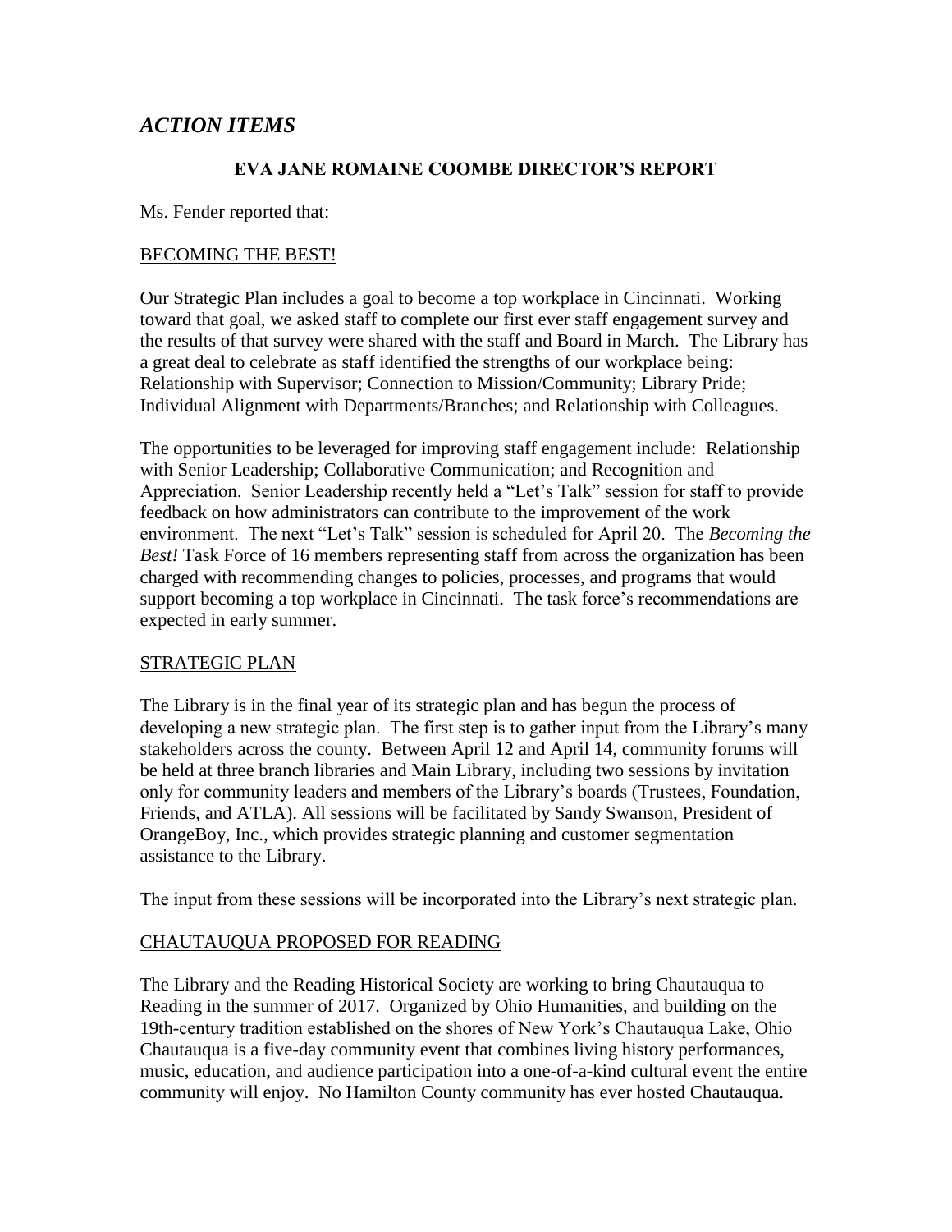## *ACTION ITEMS*

### EVA JANE ROMAINE COOMBE DIRECTOR'S REPORT

Ms. Fender reported that:

BECOMING THE BEST!

Our Strategic Plan includes a goal to become a top workplace in Cincinnati. Working toward that goal, we asked staff to complete our first ever staff engagement survey and the results of that survey were shared with the staff and Board in March. The Library has a great deal to celebrate as staff identified the strengths of our workplace being: Relationship with Supervisor; Connection to Mission/Community; Library Pride; Individual Alignment with Departments/Branches; and Relationship with Colleagues.

The opportunities to be leveraged for improving staff engagement include: Relationship with Senior Leadership; Collaborative Communication; and Recognition and Appreciation. Senior Leadership recently held a "Let's Talk" session for staff to provide feedback on how administrators can contribute to the improvement of the work environment. The next "Let's Talk" session is scheduled for April 20. The *Becoming the Best!* Task Force of 16 members representing staff from across the organization has been charged with recommending changes to policies, processes, and programs that would support becoming a top workplace in Cincinnati. The task force's recommendations are expected in early summer.

STRATEGIC PLAN

The Library is in the final year of its strategic plan and has begun the process of developing a new strategic plan. The first step is to gather input from the Library's many stakeholders across the county. Between April 12 and April 14, community forums will be held at three branch libraries and Main Library, including two sessions by invitation only for community leaders and members of the Library's boards (Trustees, Foundation, Friends, and ATLA). All sessions will be facilitated by Sandy Swanson, President of OrangeBoy, Inc., which provides strategic planning and customer segmentation assistance to the Library.

The input from these sessions will be incorporated into the Library's next strategic plan.

CHAUTAUQUA PROPOSED FOR READING

The Library and the Reading Historical Society are working to bring Chautauqua to Reading in the summer of 2017. Organized by Ohio Humanities, and building on the 19th-century tradition established on the shores of New York's Chautauqua Lake, Ohio Chautauqua is a five-day community event that combines living history performances, music, education, and audience participation into a one-of-a-kind cultural event the entire community will enjoy. No Hamilton County community has ever hosted Chautauqua.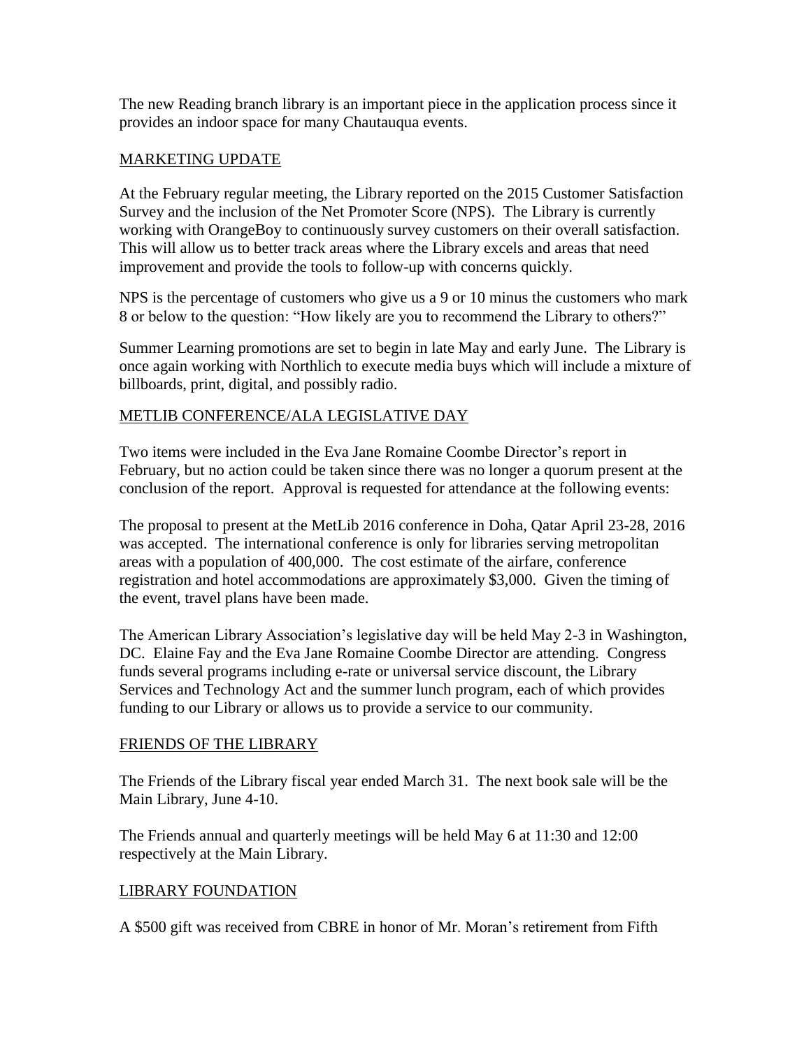The new Reading branch library is an important piece in the application process since it provides an indoor space for many Chautauqua events.

## MARKETING UPDATE

At the February regular meeting, the Library reported on the 2015 Customer Satisfaction Survey and the inclusion of the Net Promoter Score (NPS). The Library is currently working with OrangeBoy to continuously survey customers on their overall satisfaction. This will allow us to better track areas where the Library excels and areas that need improvement and provide the tools to follow-up with concerns quickly.

NPS is the percentage of customers who give us a 9 or 10 minus the customers who mark 8 or below to the question: "How likely are you to recommend the Library to others?"

Summer Learning promotions are set to begin in late May and early June. The Library is once again working with Northlich to execute media buys which will include a mixture of billboards, print, digital, and possibly radio.

## METLIB CONFERENCE/ALA LEGISLATIVE DAY

Two items were included in the Eva Jane Romaine Coombe Director's report in February, but no action could be taken since there was no longer a quorum present at the conclusion of the report. Approval is requested for attendance at the following events:

The proposal to present at the MetLib 2016 conference in Doha, Qatar April 23-28, 2016 was accepted. The international conference is only for libraries serving metropolitan areas with a population of 400,000. The cost estimate of the airfare, conference registration and hotel accommodations are approximately $3,000. Given the timing of the event, travel plans have been made.

The American Library Association's legislative day will be held May 2-3 in Washington, DC. Elaine Fay and the Eva Jane Romaine Coombe Director are attending. Congress funds several programs including e-rate or universal service discount, the Library Services and Technology Act and the summer lunch program, each of which provides funding to our Library or allows us to provide a service to our community.

## FRIENDS OF THE LIBRARY

The Friends of the Library fiscal year ended March 31. The next book sale will be the Main Library, June 4-10.

The Friends annual and quarterly meetings will be held May 6 at 11:30 and 12:00 respectively at the Main Library.

## LIBRARY FOUNDATION

A $500 gift was received from CBRE in honor of Mr. Moran's retirement from Fifth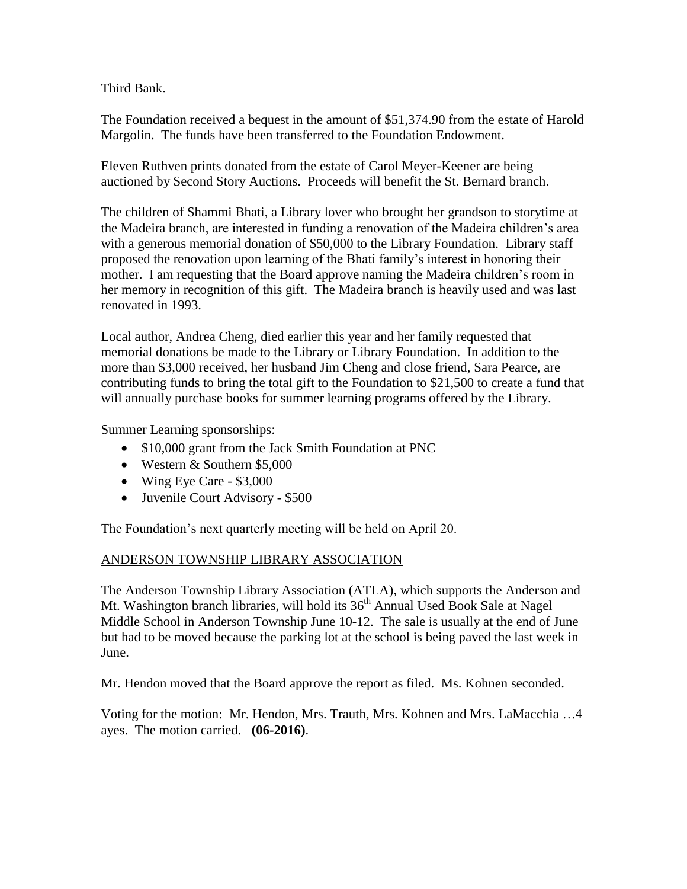Third Bank.

The Foundation received a bequest in the amount of $51,374.90 from the estate of Harold Margolin. The funds have been transferred to the Foundation Endowment.

Eleven Ruthven prints donated from the estate of Carol Meyer-Keener are being auctioned by Second Story Auctions. Proceeds will benefit the St. Bernard branch.

The children of Shammi Bhati, a Library lover who brought her grandson to storytime at the Madeira branch, are interested in funding a renovation of the Madeira children's area with a generous memorial donation of $50,000 to the Library Foundation. Library staff proposed the renovation upon learning of the Bhati family's interest in honoring their mother. I am requesting that the Board approve naming the Madeira children's room in her memory in recognition of this gift. The Madeira branch is heavily used and was last renovated in 1993.

Local author, Andrea Cheng, died earlier this year and her family requested that memorial donations be made to the Library or Library Foundation. In addition to the more than $3,000 received, her husband Jim Cheng and close friend, Sara Pearce, are contributing funds to bring the total gift to the Foundation to $21,500 to create a fund that will annually purchase books for summer learning programs offered by the Library.

Summer Learning sponsorships:

- $10,000 grant from the Jack Smith Foundation at PNC
- Western & Southern $5,000
- Wing Eye Care - $3,000
- Juvenile Court Advisory - $500

The Foundation's next quarterly meeting will be held on April 20.

## ANDERSON TOWNSHIP LIBRARY ASSOCIATION

The Anderson Township Library Association (ATLA), which supports the Anderson and Mt. Washington branch libraries, will hold its 36th Annual Used Book Sale at Nagel Middle School in Anderson Township June 10-12. The sale is usually at the end of June but had to be moved because the parking lot at the school is being paved the last week in June.

Mr. Hendon moved that the Board approve the report as filed. Ms. Kohnen seconded.

Voting for the motion: Mr. Hendon, Mrs. Trauth, Mrs. Kohnen and Mrs. LaMacchia …4 ayes. The motion carried. **(06-2016)**.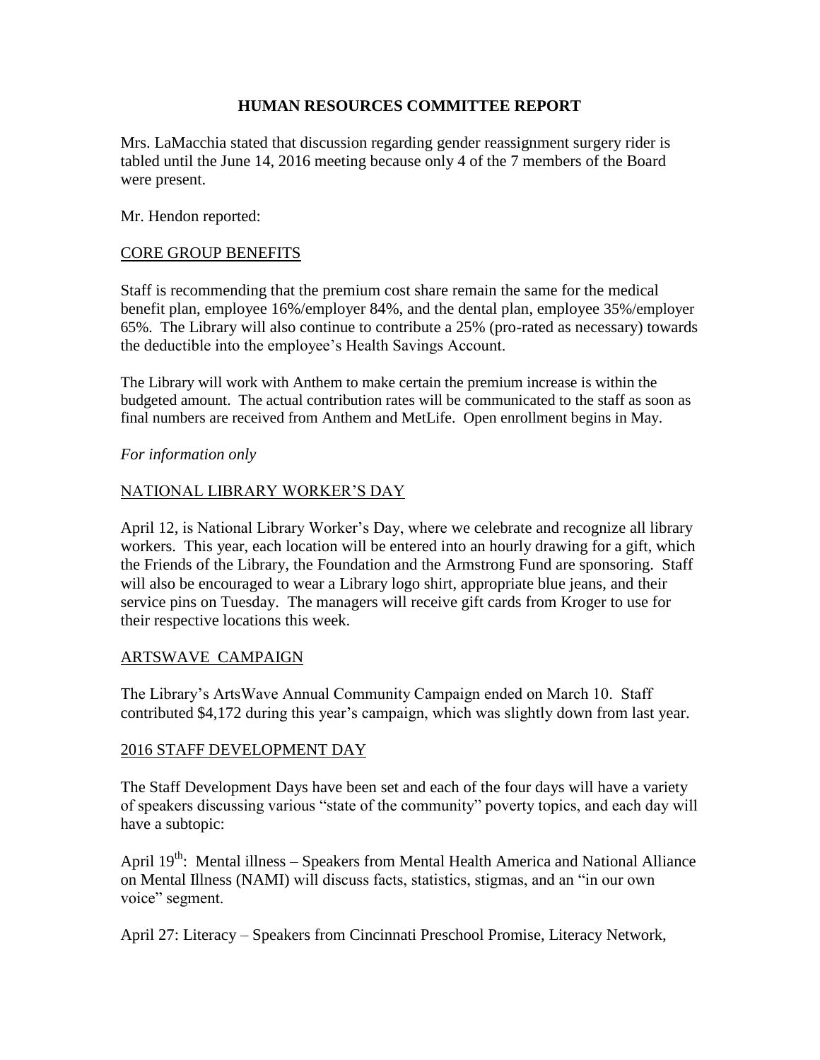# HUMAN RESOURCES COMMITTEE REPORT

Mrs. LaMacchia stated that discussion regarding gender reassignment surgery rider is tabled until the June 14, 2016 meeting because only 4 of the 7 members of the Board were present.

Mr. Hendon reported:

## CORE GROUP BENEFITS

Staff is recommending that the premium cost share remain the same for the medical benefit plan, employee 16%/employer 84%, and the dental plan, employee 35%/employer 65%. The Library will also continue to contribute a 25% (pro-rated as necessary) towards the deductible into the employee's Health Savings Account.

The Library will work with Anthem to make certain the premium increase is within the budgeted amount. The actual contribution rates will be communicated to the staff as soon as final numbers are received from Anthem and MetLife. Open enrollment begins in May.

*For information only*

## NATIONAL LIBRARY WORKER'S DAY

April 12, is National Library Worker's Day, where we celebrate and recognize all library workers. This year, each location will be entered into an hourly drawing for a gift, which the Friends of the Library, the Foundation and the Armstrong Fund are sponsoring. Staff will also be encouraged to wear a Library logo shirt, appropriate blue jeans, and their service pins on Tuesday. The managers will receive gift cards from Kroger to use for their respective locations this week.

## ARTSWAVE CAMPAIGN

The Library's ArtsWave Annual Community Campaign ended on March 10. Staff contributed $4,172 during this year's campaign, which was slightly down from last year.

## 2016 STAFF DEVELOPMENT DAY

The Staff Development Days have been set and each of the four days will have a variety of speakers discussing various "state of the community" poverty topics, and each day will have a subtopic:

April 19th: Mental illness – Speakers from Mental Health America and National Alliance on Mental Illness (NAMI) will discuss facts, statistics, stigmas, and an "in our own voice" segment.

April 27: Literacy – Speakers from Cincinnati Preschool Promise, Literacy Network,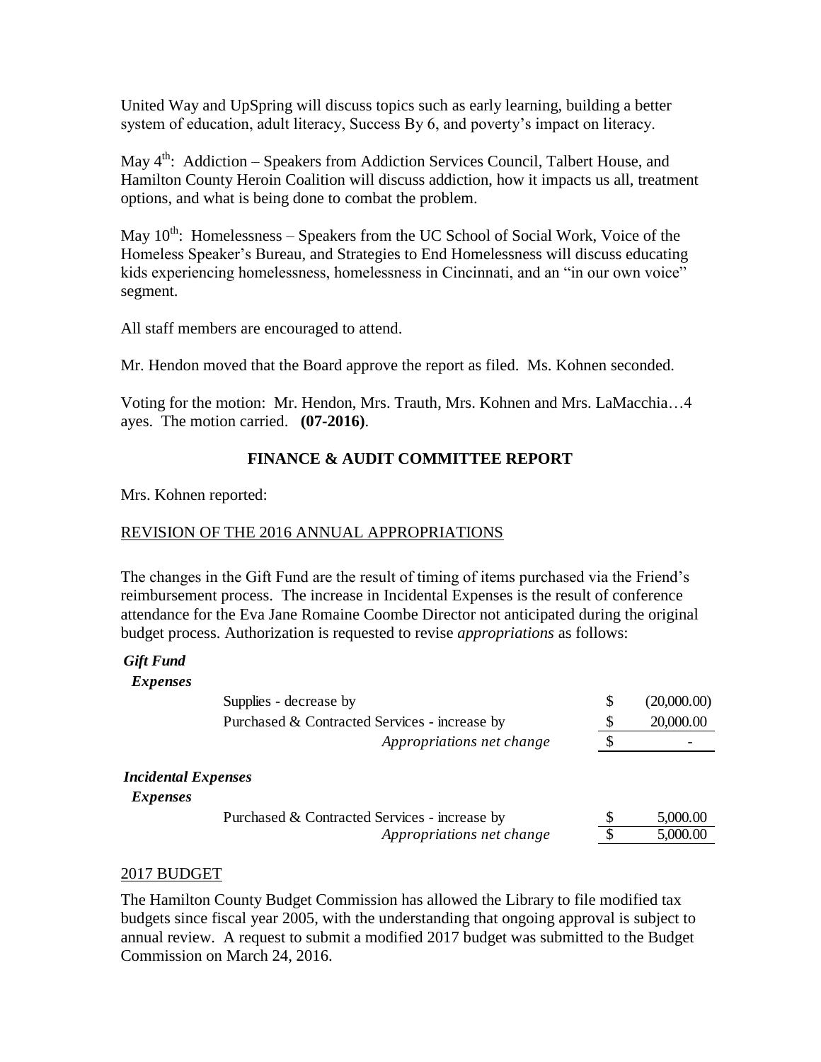United Way and UpSpring will discuss topics such as early learning, building a better system of education, adult literacy, Success By 6, and poverty's impact on literacy.

May 4th: Addiction – Speakers from Addiction Services Council, Talbert House, and Hamilton County Heroin Coalition will discuss addiction, how it impacts us all, treatment options, and what is being done to combat the problem.

May 10th: Homelessness – Speakers from the UC School of Social Work, Voice of the Homeless Speaker's Bureau, and Strategies to End Homelessness will discuss educating kids experiencing homelessness, homelessness in Cincinnati, and an "in our own voice" segment.

All staff members are encouraged to attend.

Mr. Hendon moved that the Board approve the report as filed. Ms. Kohnen seconded.

Voting for the motion: Mr. Hendon, Mrs. Trauth, Mrs. Kohnen and Mrs. LaMacchia…4 ayes. The motion carried. **(07-2016)**.

## FINANCE & AUDIT COMMITTEE REPORT

Mrs. Kohnen reported:

REVISION OF THE 2016 ANNUAL APPROPRIATIONS

The changes in the Gift Fund are the result of timing of items purchased via the Friend's reimbursement process. The increase in Incidental Expenses is the result of conference attendance for the Eva Jane Romaine Coombe Director not anticipated during the original budget process. Authorization is requested to revise *appropriations* as follows:

***Gift Fund***

***Expenses***

| | | |
|---|---|---|
| Supplies - decrease by | $ | (20,000.00) |
| Purchased & Contracted Services - increase by | $ | 20,000.00 |
| *Appropriations net change* | $ | - |

***Incidental Expenses***

***Expenses***

| | | |
|---|---|---|
| Purchased & Contracted Services - increase by | $ | 5,000.00 |
| *Appropriations net change* | $ | 5,000.00 |

2017 BUDGET

The Hamilton County Budget Commission has allowed the Library to file modified tax budgets since fiscal year 2005, with the understanding that ongoing approval is subject to annual review. A request to submit a modified 2017 budget was submitted to the Budget Commission on March 24, 2016.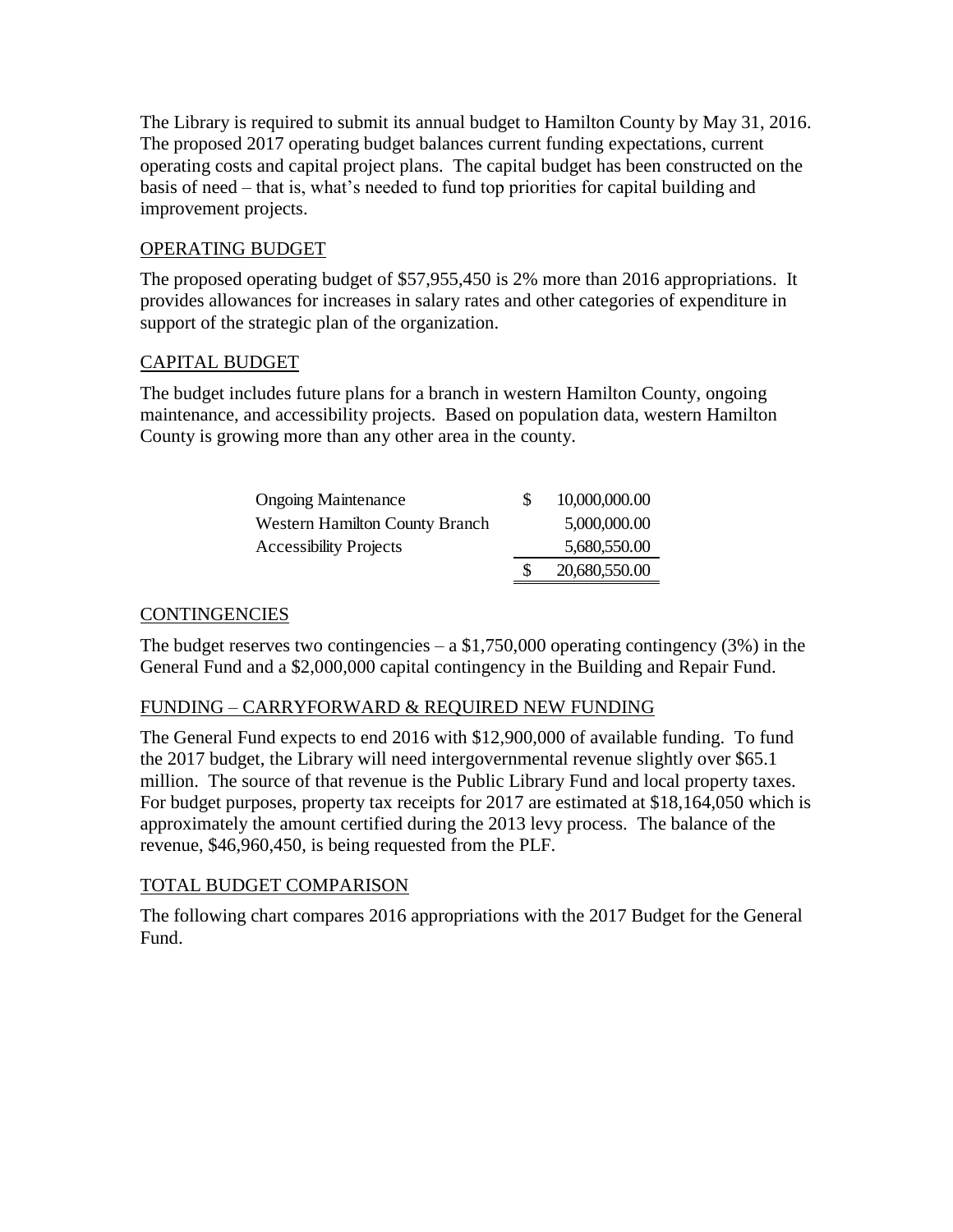The Library is required to submit its annual budget to Hamilton County by May 31, 2016. The proposed 2017 operating budget balances current funding expectations, current operating costs and capital project plans. The capital budget has been constructed on the basis of need – that is, what's needed to fund top priorities for capital building and improvement projects.

## OPERATING BUDGET

The proposed operating budget of $57,955,450 is 2% more than 2016 appropriations. It provides allowances for increases in salary rates and other categories of expenditure in support of the strategic plan of the organization.

## CAPITAL BUDGET

The budget includes future plans for a branch in western Hamilton County, ongoing maintenance, and accessibility projects. Based on population data, western Hamilton County is growing more than any other area in the county.

| | |
|---|---|
| Ongoing Maintenance | $ 10,000,000.00 |
| Western Hamilton County Branch | 5,000,000.00 |
| Accessibility Projects | 5,680,550.00 |
| | $ 20,680,550.00 |

## CONTINGENCIES

The budget reserves two contingencies – a $1,750,000 operating contingency (3%) in the General Fund and a $2,000,000 capital contingency in the Building and Repair Fund.

## FUNDING – CARRYFORWARD & REQUIRED NEW FUNDING

The General Fund expects to end 2016 with $12,900,000 of available funding. To fund the 2017 budget, the Library will need intergovernmental revenue slightly over $65.1 million. The source of that revenue is the Public Library Fund and local property taxes. For budget purposes, property tax receipts for 2017 are estimated at $18,164,050 which is approximately the amount certified during the 2013 levy process. The balance of the revenue, $46,960,450, is being requested from the PLF.

## TOTAL BUDGET COMPARISON

The following chart compares 2016 appropriations with the 2017 Budget for the General Fund.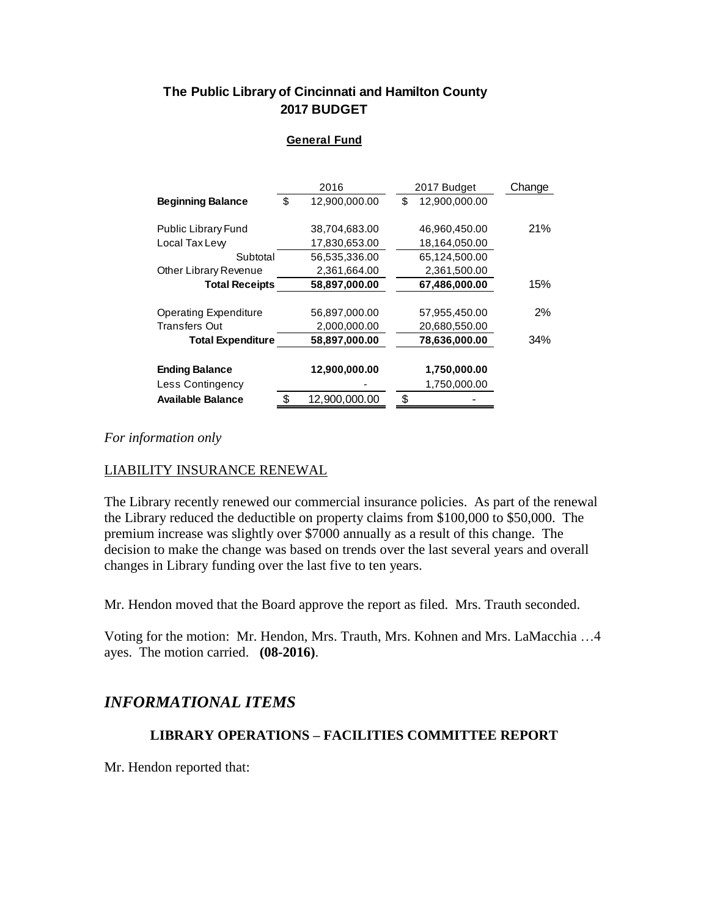## The Public Library of Cincinnati and Hamilton County
## 2017 BUDGET

**General Fund**

| | 2016 | 2017 Budget | Change |
|---|---|---|---|
| **Beginning Balance** | $ 12,900,000.00 | $ 12,900,000.00 | |
| | | | |
| Public Library Fund | 38,704,683.00 | 46,960,450.00 | 21% |
| Local Tax Levy | 17,830,653.00 | 18,164,050.00 | |
| Subtotal | 56,535,336.00 | 65,124,500.00 | |
| Other Library Revenue | 2,361,664.00 | 2,361,500.00 | |
| **Total Receipts** | **58,897,000.00** | **67,486,000.00** | 15% |
| | | | |
| Operating Expenditure | 56,897,000.00 | 57,955,450.00 | 2% |
| Transfers Out | 2,000,000.00 | 20,680,550.00 | |
| **Total Expenditure** | **58,897,000.00** | **78,636,000.00** | 34% |
| | | | |
| **Ending Balance** | **12,900,000.00** | **1,750,000.00** | |
| Less Contingency | - | 1,750,000.00 | |
| **Available Balance** | $ 12,900,000.00 | $ - | |

*For information only*

LIABILITY INSURANCE RENEWAL

The Library recently renewed our commercial insurance policies. As part of the renewal the Library reduced the deductible on property claims from $100,000 to $50,000. The premium increase was slightly over $7000 annually as a result of this change. The decision to make the change was based on trends over the last several years and overall changes in Library funding over the last five to ten years.

Mr. Hendon moved that the Board approve the report as filed. Mrs. Trauth seconded.

Voting for the motion: Mr. Hendon, Mrs. Trauth, Mrs. Kohnen and Mrs. LaMacchia …4 ayes. The motion carried. **(08-2016)**.

## *INFORMATIONAL ITEMS*

### LIBRARY OPERATIONS – FACILITIES COMMITTEE REPORT

Mr. Hendon reported that: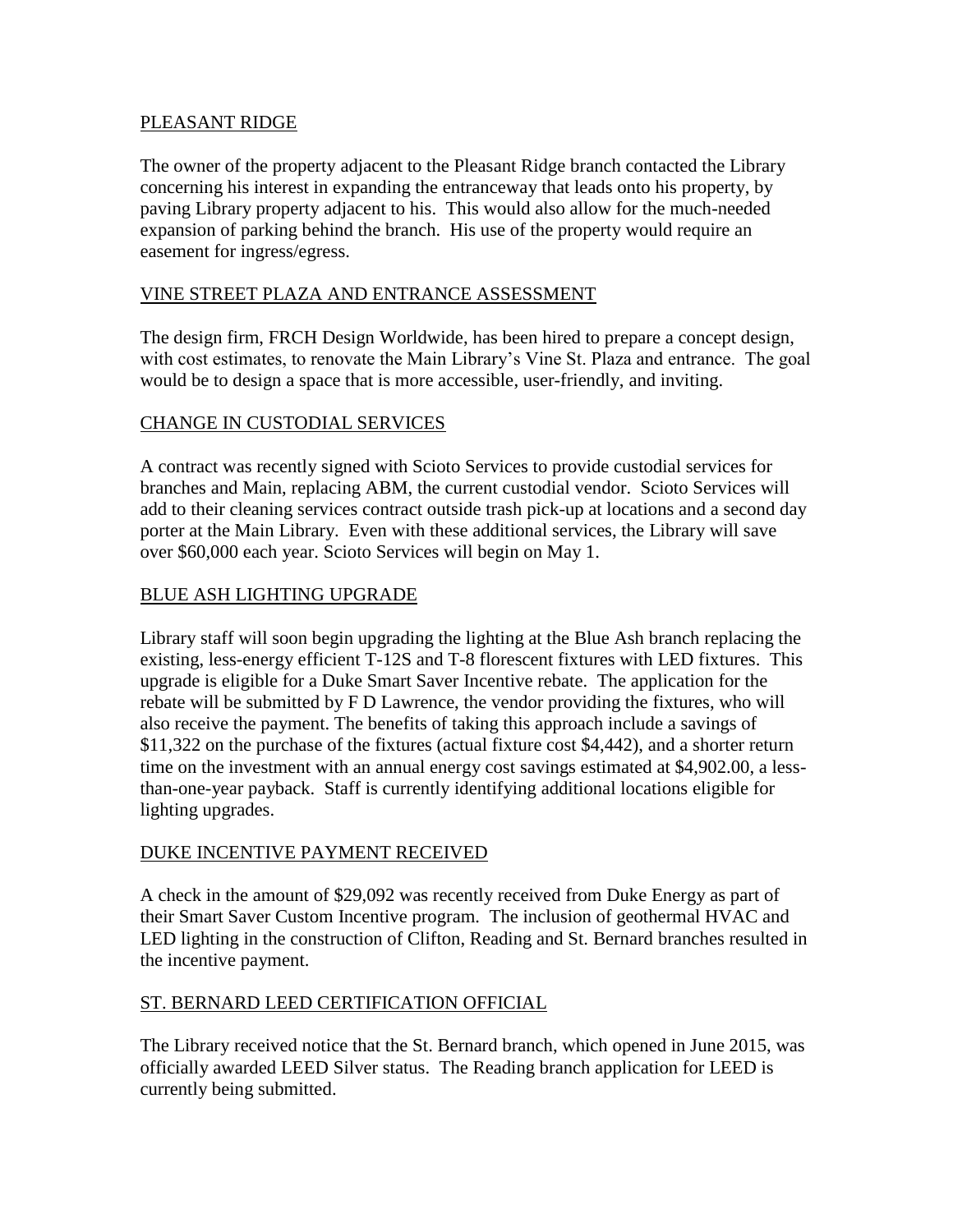## PLEASANT RIDGE

The owner of the property adjacent to the Pleasant Ridge branch contacted the Library concerning his interest in expanding the entranceway that leads onto his property, by paving Library property adjacent to his. This would also allow for the much-needed expansion of parking behind the branch. His use of the property would require an easement for ingress/egress.

## VINE STREET PLAZA AND ENTRANCE ASSESSMENT

The design firm, FRCH Design Worldwide, has been hired to prepare a concept design, with cost estimates, to renovate the Main Library's Vine St. Plaza and entrance. The goal would be to design a space that is more accessible, user-friendly, and inviting.

## CHANGE IN CUSTODIAL SERVICES

A contract was recently signed with Scioto Services to provide custodial services for branches and Main, replacing ABM, the current custodial vendor. Scioto Services will add to their cleaning services contract outside trash pick-up at locations and a second day porter at the Main Library. Even with these additional services, the Library will save over $60,000 each year. Scioto Services will begin on May 1.

## BLUE ASH LIGHTING UPGRADE

Library staff will soon begin upgrading the lighting at the Blue Ash branch replacing the existing, less-energy efficient T-12S and T-8 florescent fixtures with LED fixtures. This upgrade is eligible for a Duke Smart Saver Incentive rebate. The application for the rebate will be submitted by F D Lawrence, the vendor providing the fixtures, who will also receive the payment. The benefits of taking this approach include a savings of $11,322 on the purchase of the fixtures (actual fixture cost $4,442), and a shorter return time on the investment with an annual energy cost savings estimated at $4,902.00, a less-than-one-year payback. Staff is currently identifying additional locations eligible for lighting upgrades.

## DUKE INCENTIVE PAYMENT RECEIVED

A check in the amount of $29,092 was recently received from Duke Energy as part of their Smart Saver Custom Incentive program. The inclusion of geothermal HVAC and LED lighting in the construction of Clifton, Reading and St. Bernard branches resulted in the incentive payment.

## ST. BERNARD LEED CERTIFICATION OFFICIAL

The Library received notice that the St. Bernard branch, which opened in June 2015, was officially awarded LEED Silver status. The Reading branch application for LEED is currently being submitted.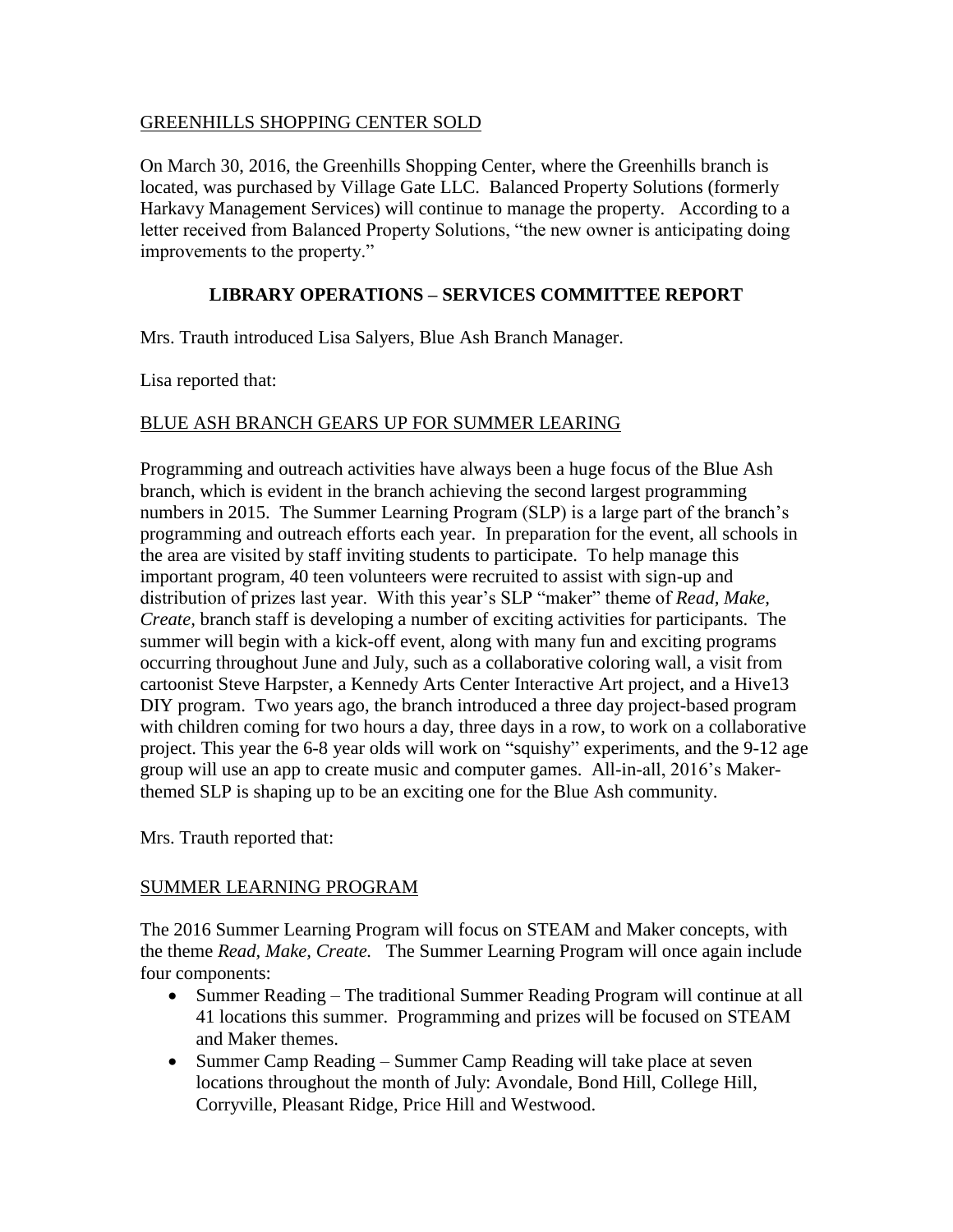<u>GREENHILLS SHOPPING CENTER SOLD</u>

On March 30, 2016, the Greenhills Shopping Center, where the Greenhills branch is located, was purchased by Village Gate LLC. Balanced Property Solutions (formerly Harkavy Management Services) will continue to manage the property. According to a letter received from Balanced Property Solutions, "the new owner is anticipating doing improvements to the property."

## LIBRARY OPERATIONS – SERVICES COMMITTEE REPORT

Mrs. Trauth introduced Lisa Salyers, Blue Ash Branch Manager.

Lisa reported that:

<u>BLUE ASH BRANCH GEARS UP FOR SUMMER LEARING</u>

Programming and outreach activities have always been a huge focus of the Blue Ash branch, which is evident in the branch achieving the second largest programming numbers in 2015. The Summer Learning Program (SLP) is a large part of the branch's programming and outreach efforts each year. In preparation for the event, all schools in the area are visited by staff inviting students to participate. To help manage this important program, 40 teen volunteers were recruited to assist with sign-up and distribution of prizes last year. With this year's SLP "maker" theme of *Read, Make, Create,* branch staff is developing a number of exciting activities for participants. The summer will begin with a kick-off event, along with many fun and exciting programs occurring throughout June and July, such as a collaborative coloring wall, a visit from cartoonist Steve Harpster, a Kennedy Arts Center Interactive Art project, and a Hive13 DIY program. Two years ago, the branch introduced a three day project-based program with children coming for two hours a day, three days in a row, to work on a collaborative project. This year the 6-8 year olds will work on "squishy" experiments, and the 9-12 age group will use an app to create music and computer games. All-in-all, 2016's Maker-themed SLP is shaping up to be an exciting one for the Blue Ash community.

Mrs. Trauth reported that:

<u>SUMMER LEARNING PROGRAM</u>

The 2016 Summer Learning Program will focus on STEAM and Maker concepts, with the theme *Read, Make, Create.* The Summer Learning Program will once again include four components:

- Summer Reading – The traditional Summer Reading Program will continue at all 41 locations this summer. Programming and prizes will be focused on STEAM and Maker themes.
- Summer Camp Reading – Summer Camp Reading will take place at seven locations throughout the month of July: Avondale, Bond Hill, College Hill, Corryville, Pleasant Ridge, Price Hill and Westwood.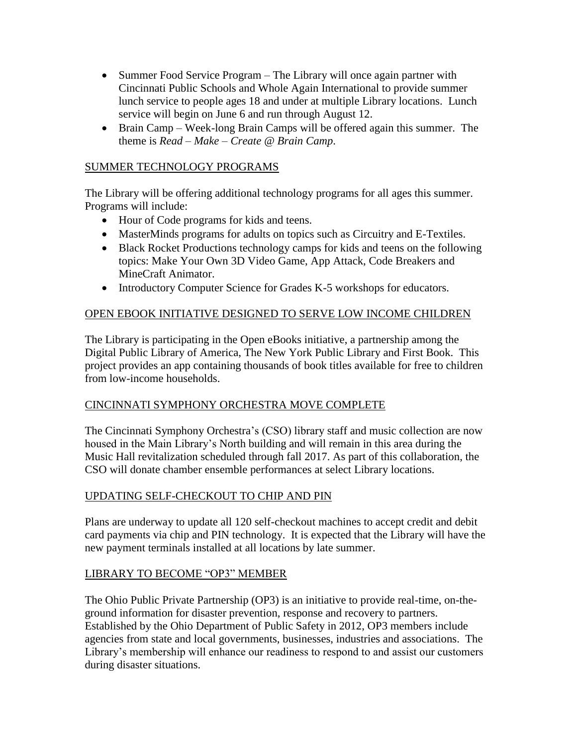- Summer Food Service Program – The Library will once again partner with Cincinnati Public Schools and Whole Again International to provide summer lunch service to people ages 18 and under at multiple Library locations. Lunch service will begin on June 6 and run through August 12.
- Brain Camp – Week-long Brain Camps will be offered again this summer. The theme is *Read – Make – Create @ Brain Camp*.

## SUMMER TECHNOLOGY PROGRAMS

The Library will be offering additional technology programs for all ages this summer. Programs will include:

- Hour of Code programs for kids and teens.
- MasterMinds programs for adults on topics such as Circuitry and E-Textiles.
- Black Rocket Productions technology camps for kids and teens on the following topics: Make Your Own 3D Video Game, App Attack, Code Breakers and MineCraft Animator.
- Introductory Computer Science for Grades K-5 workshops for educators.

## OPEN EBOOK INITIATIVE DESIGNED TO SERVE LOW INCOME CHILDREN

The Library is participating in the Open eBooks initiative, a partnership among the Digital Public Library of America, The New York Public Library and First Book. This project provides an app containing thousands of book titles available for free to children from low-income households.

## CINCINNATI SYMPHONY ORCHESTRA MOVE COMPLETE

The Cincinnati Symphony Orchestra's (CSO) library staff and music collection are now housed in the Main Library's North building and will remain in this area during the Music Hall revitalization scheduled through fall 2017. As part of this collaboration, the CSO will donate chamber ensemble performances at select Library locations.

## UPDATING SELF-CHECKOUT TO CHIP AND PIN

Plans are underway to update all 120 self-checkout machines to accept credit and debit card payments via chip and PIN technology. It is expected that the Library will have the new payment terminals installed at all locations by late summer.

## LIBRARY TO BECOME "OP3" MEMBER

The Ohio Public Private Partnership (OP3) is an initiative to provide real-time, on-the-ground information for disaster prevention, response and recovery to partners. Established by the Ohio Department of Public Safety in 2012, OP3 members include agencies from state and local governments, businesses, industries and associations. The Library's membership will enhance our readiness to respond to and assist our customers during disaster situations.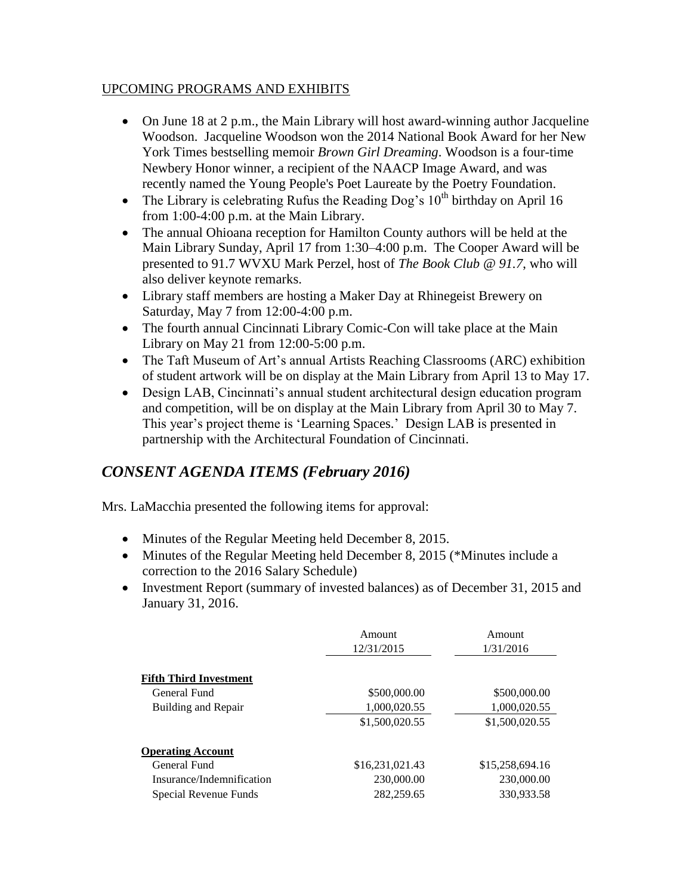UPCOMING PROGRAMS AND EXHIBITS

- On June 18 at 2 p.m., the Main Library will host award-winning author Jacqueline Woodson. Jacqueline Woodson won the 2014 National Book Award for her New York Times bestselling memoir *Brown Girl Dreaming*. Woodson is a four-time Newbery Honor winner, a recipient of the NAACP Image Award, and was recently named the Young People's Poet Laureate by the Poetry Foundation.
- The Library is celebrating Rufus the Reading Dog's 10th birthday on April 16 from 1:00-4:00 p.m. at the Main Library.
- The annual Ohioana reception for Hamilton County authors will be held at the Main Library Sunday, April 17 from 1:30–4:00 p.m. The Cooper Award will be presented to 91.7 WVXU Mark Perzel, host of *The Book Club @ 91.7*, who will also deliver keynote remarks.
- Library staff members are hosting a Maker Day at Rhinegeist Brewery on Saturday, May 7 from 12:00-4:00 p.m.
- The fourth annual Cincinnati Library Comic-Con will take place at the Main Library on May 21 from 12:00-5:00 p.m.
- The Taft Museum of Art's annual Artists Reaching Classrooms (ARC) exhibition of student artwork will be on display at the Main Library from April 13 to May 17.
- Design LAB, Cincinnati's annual student architectural design education program and competition, will be on display at the Main Library from April 30 to May 7. This year's project theme is 'Learning Spaces.' Design LAB is presented in partnership with the Architectural Foundation of Cincinnati.

## *CONSENT AGENDA ITEMS (February 2016)*

Mrs. LaMacchia presented the following items for approval:

- Minutes of the Regular Meeting held December 8, 2015.
- Minutes of the Regular Meeting held December 8, 2015 (*Minutes include a correction to the 2016 Salary Schedule)
- Investment Report (summary of invested balances) as of December 31, 2015 and January 31, 2016.

| | Amount 12/31/2015 | Amount 1/31/2016 |
|---|---|---|
| **Fifth Third Investment** | | |
| General Fund | $500,000.00 | $500,000.00 |
| Building and Repair | 1,000,020.55 | 1,000,020.55 |
| | $1,500,020.55 | $1,500,020.55 |
| **Operating Account** | | |
| General Fund | $16,231,021.43 | $15,258,694.16 |
| Insurance/Indemnification | 230,000.00 | 230,000.00 |
| Special Revenue Funds | 282,259.65 | 330,933.58 |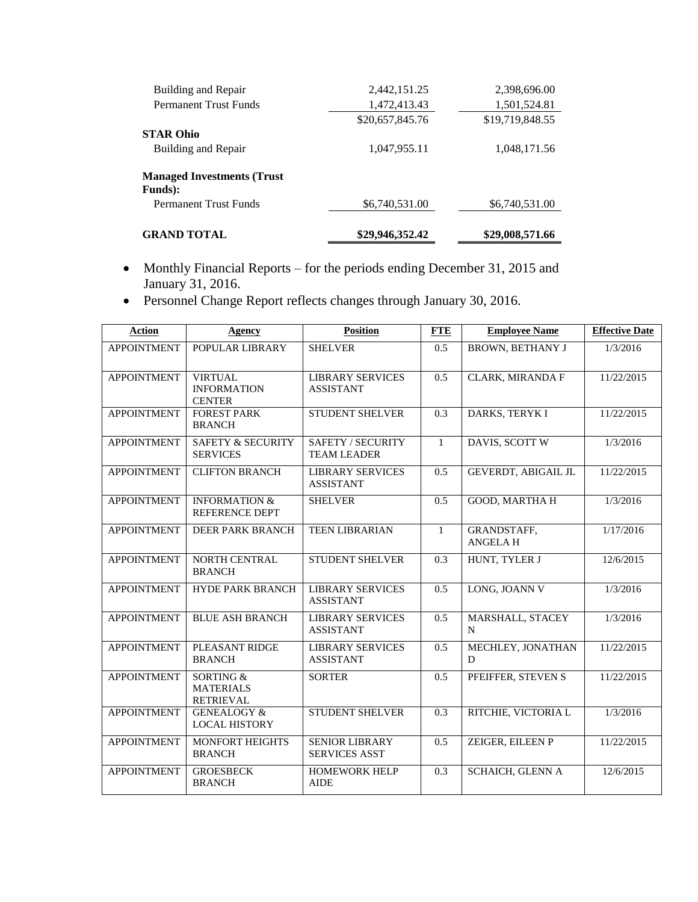| | | |
|---|---|---|
| Building and Repair | 2,442,151.25 | 2,398,696.00 |
| Permanent Trust Funds | 1,472,413.43 | 1,501,524.81 |
| | $20,657,845.76 | $19,719,848.55 |
| **STAR Ohio** | | |
| Building and Repair | 1,047,955.11 | 1,048,171.56 |
| **Managed Investments (Trust Funds):** | | |
| Permanent Trust Funds | $6,740,531.00 | $6,740,531.00 |
| **GRAND TOTAL** | **$29,946,352.42** | **$29,008,571.66** |

- Monthly Financial Reports – for the periods ending December 31, 2015 and January 31, 2016.
- Personnel Change Report reflects changes through January 30, 2016.

| Action | Agency | Position | FTE | Employee Name | Effective Date |
|---|---|---|---|---|---|
| APPOINTMENT | POPULAR LIBRARY | SHELVER | 0.5 | BROWN, BETHANY J | 1/3/2016 |
| APPOINTMENT | VIRTUAL INFORMATION CENTER | LIBRARY SERVICES ASSISTANT | 0.5 | CLARK, MIRANDA F | 11/22/2015 |
| APPOINTMENT | FOREST PARK BRANCH | STUDENT SHELVER | 0.3 | DARKS, TERYK I | 11/22/2015 |
| APPOINTMENT | SAFETY & SECURITY SERVICES | SAFETY / SECURITY TEAM LEADER | 1 | DAVIS, SCOTT W | 1/3/2016 |
| APPOINTMENT | CLIFTON BRANCH | LIBRARY SERVICES ASSISTANT | 0.5 | GEVERDT, ABIGAIL JL | 11/22/2015 |
| APPOINTMENT | INFORMATION & REFERENCE DEPT | SHELVER | 0.5 | GOOD, MARTHA H | 1/3/2016 |
| APPOINTMENT | DEER PARK BRANCH | TEEN LIBRARIAN | 1 | GRANDSTAFF, ANGELA H | 1/17/2016 |
| APPOINTMENT | NORTH CENTRAL BRANCH | STUDENT SHELVER | 0.3 | HUNT, TYLER J | 12/6/2015 |
| APPOINTMENT | HYDE PARK BRANCH | LIBRARY SERVICES ASSISTANT | 0.5 | LONG, JOANN V | 1/3/2016 |
| APPOINTMENT | BLUE ASH BRANCH | LIBRARY SERVICES ASSISTANT | 0.5 | MARSHALL, STACEY N | 1/3/2016 |
| APPOINTMENT | PLEASANT RIDGE BRANCH | LIBRARY SERVICES ASSISTANT | 0.5 | MECHLEY, JONATHAN D | 11/22/2015 |
| APPOINTMENT | SORTING & MATERIALS RETRIEVAL | SORTER | 0.5 | PFEIFFER, STEVEN S | 11/22/2015 |
| APPOINTMENT | GENEALOGY & LOCAL HISTORY | STUDENT SHELVER | 0.3 | RITCHIE, VICTORIA L | 1/3/2016 |
| APPOINTMENT | MONFORT HEIGHTS BRANCH | SENIOR LIBRARY SERVICES ASST | 0.5 | ZEIGER, EILEEN P | 11/22/2015 |
| APPOINTMENT | GROESBECK BRANCH | HOMEWORK HELP AIDE | 0.3 | SCHAICH, GLENN A | 12/6/2015 |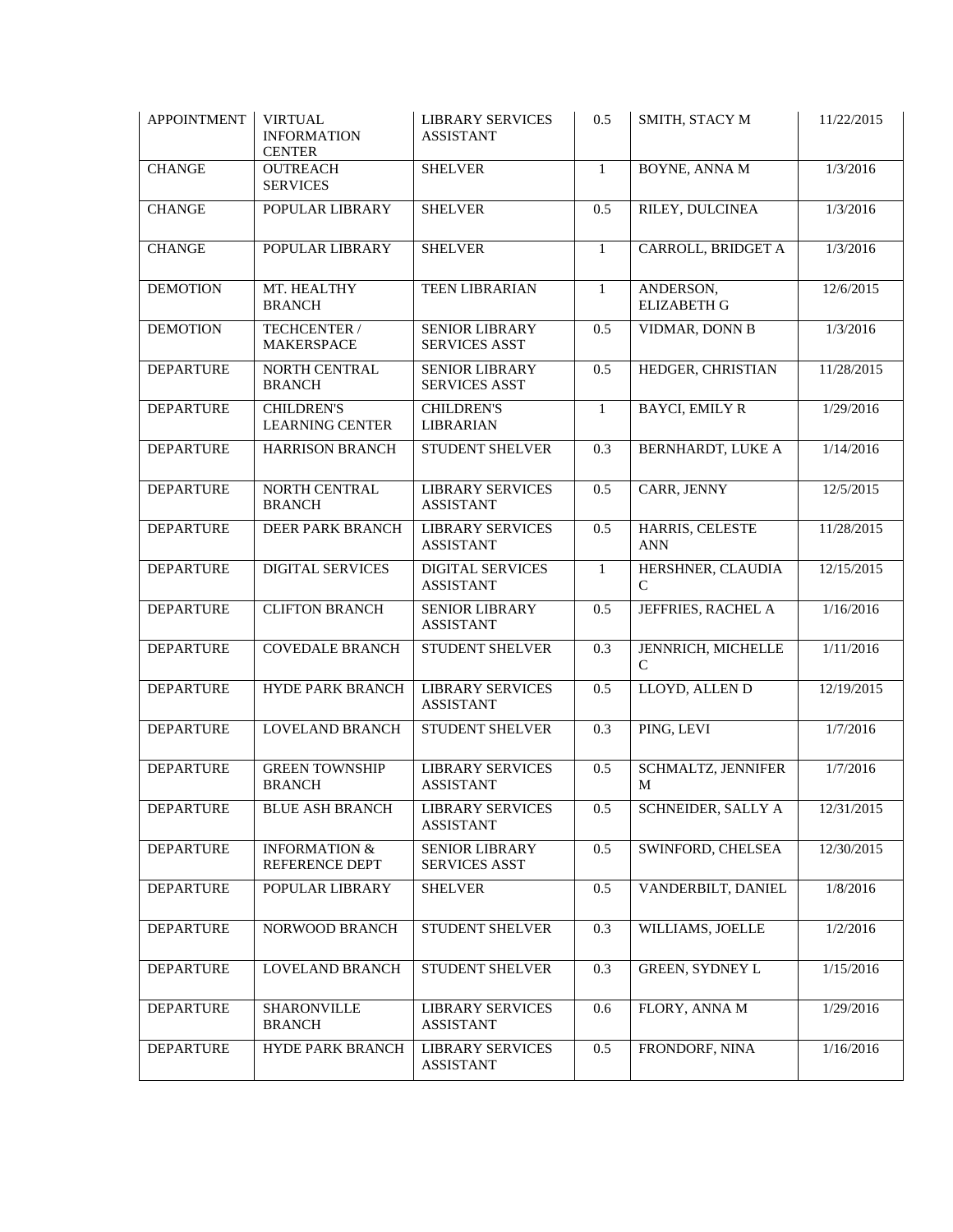| APPOINTMENT | VIRTUAL INFORMATION CENTER | LIBRARY SERVICES ASSISTANT | 0.5 | SMITH, STACY M | 11/22/2015 |
|---|---|---|---|---|---|
| CHANGE | OUTREACH SERVICES | SHELVER | 1 | BOYNE, ANNA M | 1/3/2016 |
| CHANGE | POPULAR LIBRARY | SHELVER | 0.5 | RILEY, DULCINEA | 1/3/2016 |
| CHANGE | POPULAR LIBRARY | SHELVER | 1 | CARROLL, BRIDGET A | 1/3/2016 |
| DEMOTION | MT. HEALTHY BRANCH | TEEN LIBRARIAN | 1 | ANDERSON, ELIZABETH G | 12/6/2015 |
| DEMOTION | TECHCENTER / MAKERSPACE | SENIOR LIBRARY SERVICES ASST | 0.5 | VIDMAR, DONN B | 1/3/2016 |
| DEPARTURE | NORTH CENTRAL BRANCH | SENIOR LIBRARY SERVICES ASST | 0.5 | HEDGER, CHRISTIAN | 11/28/2015 |
| DEPARTURE | CHILDREN'S LEARNING CENTER | CHILDREN'S LIBRARIAN | 1 | BAYCI, EMILY R | 1/29/2016 |
| DEPARTURE | HARRISON BRANCH | STUDENT SHELVER | 0.3 | BERNHARDT, LUKE A | 1/14/2016 |
| DEPARTURE | NORTH CENTRAL BRANCH | LIBRARY SERVICES ASSISTANT | 0.5 | CARR, JENNY | 12/5/2015 |
| DEPARTURE | DEER PARK BRANCH | LIBRARY SERVICES ASSISTANT | 0.5 | HARRIS, CELESTE ANN | 11/28/2015 |
| DEPARTURE | DIGITAL SERVICES | DIGITAL SERVICES ASSISTANT | 1 | HERSHNER, CLAUDIA C | 12/15/2015 |
| DEPARTURE | CLIFTON BRANCH | SENIOR LIBRARY ASSISTANT | 0.5 | JEFFRIES, RACHEL A | 1/16/2016 |
| DEPARTURE | COVEDALE BRANCH | STUDENT SHELVER | 0.3 | JENNRICH, MICHELLE C | 1/11/2016 |
| DEPARTURE | HYDE PARK BRANCH | LIBRARY SERVICES ASSISTANT | 0.5 | LLOYD, ALLEN D | 12/19/2015 |
| DEPARTURE | LOVELAND BRANCH | STUDENT SHELVER | 0.3 | PING, LEVI | 1/7/2016 |
| DEPARTURE | GREEN TOWNSHIP BRANCH | LIBRARY SERVICES ASSISTANT | 0.5 | SCHMALTZ, JENNIFER M | 1/7/2016 |
| DEPARTURE | BLUE ASH BRANCH | LIBRARY SERVICES ASSISTANT | 0.5 | SCHNEIDER, SALLY A | 12/31/2015 |
| DEPARTURE | INFORMATION & REFERENCE DEPT | SENIOR LIBRARY SERVICES ASST | 0.5 | SWINFORD, CHELSEA | 12/30/2015 |
| DEPARTURE | POPULAR LIBRARY | SHELVER | 0.5 | VANDERBILT, DANIEL | 1/8/2016 |
| DEPARTURE | NORWOOD BRANCH | STUDENT SHELVER | 0.3 | WILLIAMS, JOELLE | 1/2/2016 |
| DEPARTURE | LOVELAND BRANCH | STUDENT SHELVER | 0.3 | GREEN, SYDNEY L | 1/15/2016 |
| DEPARTURE | SHARONVILLE BRANCH | LIBRARY SERVICES ASSISTANT | 0.6 | FLORY, ANNA M | 1/29/2016 |
| DEPARTURE | HYDE PARK BRANCH | LIBRARY SERVICES ASSISTANT | 0.5 | FRONDORF, NINA | 1/16/2016 |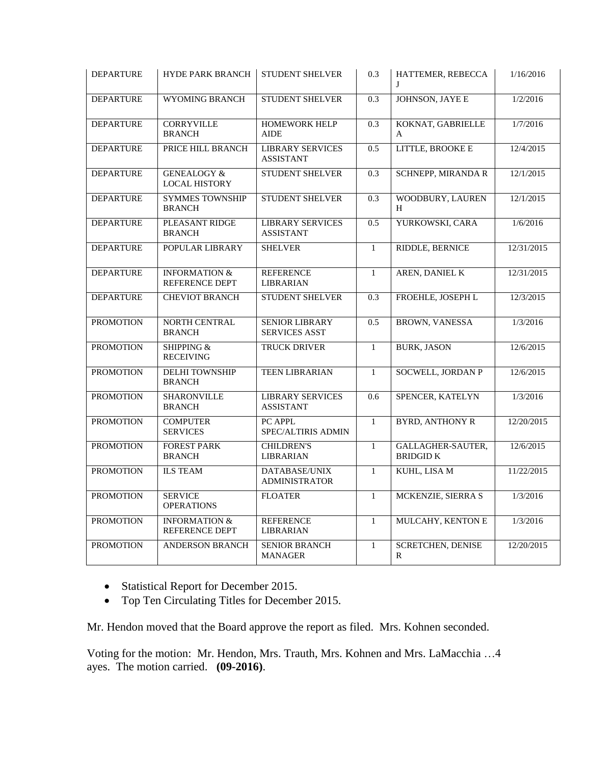| DEPARTURE | HYDE PARK BRANCH | STUDENT SHELVER | 0.3 | HATTEMER, REBECCA J | 1/16/2016 |
|---|---|---|---|---|---|
| DEPARTURE | WYOMING BRANCH | STUDENT SHELVER | 0.3 | JOHNSON, JAYE E | 1/2/2016 |
| DEPARTURE | CORRYVILLE BRANCH | HOMEWORK HELP AIDE | 0.3 | KOKNAT, GABRIELLE A | 1/7/2016 |
| DEPARTURE | PRICE HILL BRANCH | LIBRARY SERVICES ASSISTANT | 0.5 | LITTLE, BROOKE E | 12/4/2015 |
| DEPARTURE | GENEALOGY & LOCAL HISTORY | STUDENT SHELVER | 0.3 | SCHNEPP, MIRANDA R | 12/1/2015 |
| DEPARTURE | SYMMES TOWNSHIP BRANCH | STUDENT SHELVER | 0.3 | WOODBURY, LAUREN H | 12/1/2015 |
| DEPARTURE | PLEASANT RIDGE BRANCH | LIBRARY SERVICES ASSISTANT | 0.5 | YURKOWSKI, CARA | 1/6/2016 |
| DEPARTURE | POPULAR LIBRARY | SHELVER | 1 | RIDDLE, BERNICE | 12/31/2015 |
| DEPARTURE | INFORMATION & REFERENCE DEPT | REFERENCE LIBRARIAN | 1 | AREN, DANIEL K | 12/31/2015 |
| DEPARTURE | CHEVIOT BRANCH | STUDENT SHELVER | 0.3 | FROEHLE, JOSEPH L | 12/3/2015 |
| PROMOTION | NORTH CENTRAL BRANCH | SENIOR LIBRARY SERVICES ASST | 0.5 | BROWN, VANESSA | 1/3/2016 |
| PROMOTION | SHIPPING & RECEIVING | TRUCK DRIVER | 1 | BURK, JASON | 12/6/2015 |
| PROMOTION | DELHI TOWNSHIP BRANCH | TEEN LIBRARIAN | 1 | SOCWELL, JORDAN P | 12/6/2015 |
| PROMOTION | SHARONVILLE BRANCH | LIBRARY SERVICES ASSISTANT | 0.6 | SPENCER, KATELYN | 1/3/2016 |
| PROMOTION | COMPUTER SERVICES | PC APPL SPEC/ALTIRIS ADMIN | 1 | BYRD, ANTHONY R | 12/20/2015 |
| PROMOTION | FOREST PARK BRANCH | CHILDREN'S LIBRARIAN | 1 | GALLAGHER-SAUTER, BRIDGID K | 12/6/2015 |
| PROMOTION | ILS TEAM | DATABASE/UNIX ADMINISTRATOR | 1 | KUHL, LISA M | 11/22/2015 |
| PROMOTION | SERVICE OPERATIONS | FLOATER | 1 | MCKENZIE, SIERRA S | 1/3/2016 |
| PROMOTION | INFORMATION & REFERENCE DEPT | REFERENCE LIBRARIAN | 1 | MULCAHY, KENTON E | 1/3/2016 |
| PROMOTION | ANDERSON BRANCH | SENIOR BRANCH MANAGER | 1 | SCRETCHEN, DENISE R | 12/20/2015 |

- Statistical Report for December 2015.
- Top Ten Circulating Titles for December 2015.

Mr. Hendon moved that the Board approve the report as filed. Mrs. Kohnen seconded.

Voting for the motion: Mr. Hendon, Mrs. Trauth, Mrs. Kohnen and Mrs. LaMacchia …4 ayes. The motion carried. **(09-2016)**.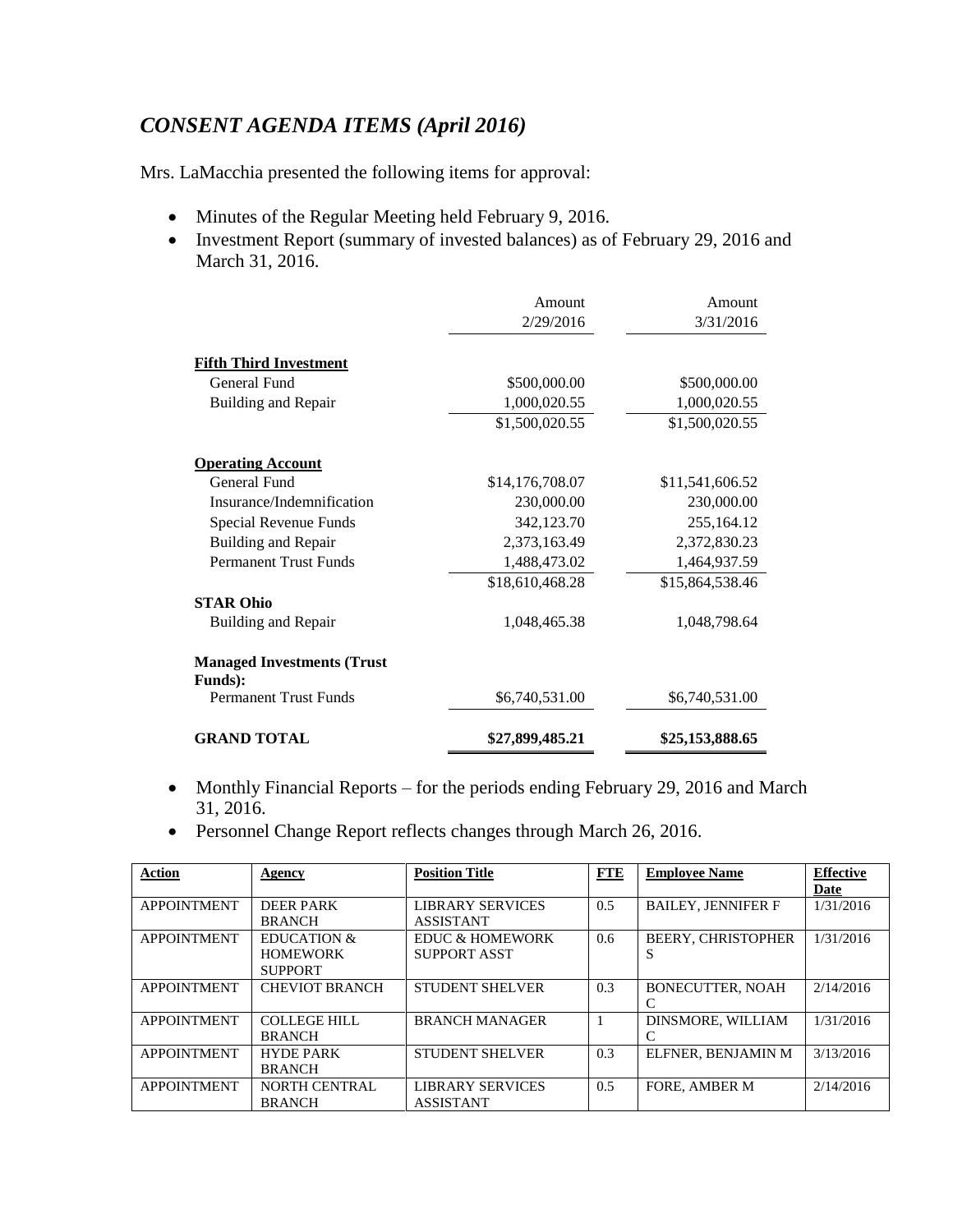## *CONSENT AGENDA ITEMS (April 2016)*

Mrs. LaMacchia presented the following items for approval:

- Minutes of the Regular Meeting held February 9, 2016.
- Investment Report (summary of invested balances) as of February 29, 2016 and March 31, 2016.

| | Amount 2/29/2016 | Amount 3/31/2016 |
|---|---|---|
| **Fifth Third Investment** | | |
| General Fund | $500,000.00 | $500,000.00 |
| Building and Repair | 1,000,020.55 | 1,000,020.55 |
| | $1,500,020.55 | $1,500,020.55 |
| **Operating Account** | | |
| General Fund | $14,176,708.07 | $11,541,606.52 |
| Insurance/Indemnification | 230,000.00 | 230,000.00 |
| Special Revenue Funds | 342,123.70 | 255,164.12 |
| Building and Repair | 2,373,163.49 | 2,372,830.23 |
| Permanent Trust Funds | 1,488,473.02 | 1,464,937.59 |
| | $18,610,468.28 | $15,864,538.46 |
| **STAR Ohio** | | |
| Building and Repair | 1,048,465.38 | 1,048,798.64 |
| **Managed Investments (Trust Funds):** | | |
| Permanent Trust Funds | $6,740,531.00 | $6,740,531.00 |
| **GRAND TOTAL** | **$27,899,485.21** | **$25,153,888.65** |

- Monthly Financial Reports – for the periods ending February 29, 2016 and March 31, 2016.
- Personnel Change Report reflects changes through March 26, 2016.

| Action | Agency | Position Title | FTE | Employee Name | Effective Date |
|---|---|---|---|---|---|
| APPOINTMENT | DEER PARK BRANCH | LIBRARY SERVICES ASSISTANT | 0.5 | BAILEY, JENNIFER F | 1/31/2016 |
| APPOINTMENT | EDUCATION & HOMEWORK SUPPORT | EDUC & HOMEWORK SUPPORT ASST | 0.6 | BEERY, CHRISTOPHER S | 1/31/2016 |
| APPOINTMENT | CHEVIOT BRANCH | STUDENT SHELVER | 0.3 | BONECUTTER, NOAH C | 2/14/2016 |
| APPOINTMENT | COLLEGE HILL BRANCH | BRANCH MANAGER | 1 | DINSMORE, WILLIAM C | 1/31/2016 |
| APPOINTMENT | HYDE PARK BRANCH | STUDENT SHELVER | 0.3 | ELFNER, BENJAMIN M | 3/13/2016 |
| APPOINTMENT | NORTH CENTRAL BRANCH | LIBRARY SERVICES ASSISTANT | 0.5 | FORE, AMBER M | 2/14/2016 |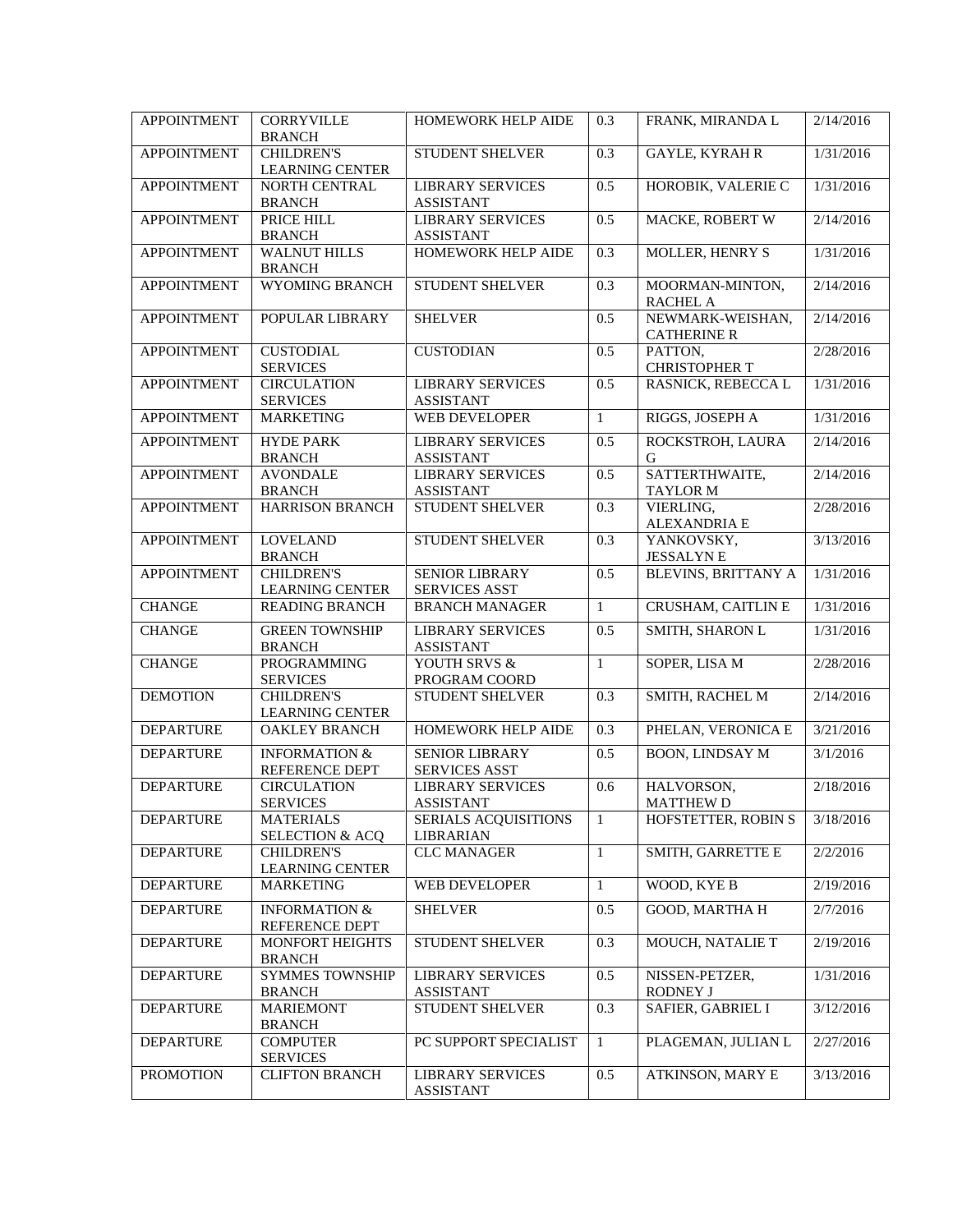| APPOINTMENT | CORRYVILLE BRANCH | HOMEWORK HELP AIDE | 0.3 | FRANK, MIRANDA L | 2/14/2016 |
|---|---|---|---|---|---|
| APPOINTMENT | CHILDREN'S LEARNING CENTER | STUDENT SHELVER | 0.3 | GAYLE, KYRAH R | 1/31/2016 |
| APPOINTMENT | NORTH CENTRAL BRANCH | LIBRARY SERVICES ASSISTANT | 0.5 | HOROBIK, VALERIE C | 1/31/2016 |
| APPOINTMENT | PRICE HILL BRANCH | LIBRARY SERVICES ASSISTANT | 0.5 | MACKE, ROBERT W | 2/14/2016 |
| APPOINTMENT | WALNUT HILLS BRANCH | HOMEWORK HELP AIDE | 0.3 | MOLLER, HENRY S | 1/31/2016 |
| APPOINTMENT | WYOMING BRANCH | STUDENT SHELVER | 0.3 | MOORMAN-MINTON, RACHEL A | 2/14/2016 |
| APPOINTMENT | POPULAR LIBRARY | SHELVER | 0.5 | NEWMARK-WEISHAN, CATHERINE R | 2/14/2016 |
| APPOINTMENT | CUSTODIAL SERVICES | CUSTODIAN | 0.5 | PATTON, CHRISTOPHER T | 2/28/2016 |
| APPOINTMENT | CIRCULATION SERVICES | LIBRARY SERVICES ASSISTANT | 0.5 | RASNICK, REBECCA L | 1/31/2016 |
| APPOINTMENT | MARKETING | WEB DEVELOPER | 1 | RIGGS, JOSEPH A | 1/31/2016 |
| APPOINTMENT | HYDE PARK BRANCH | LIBRARY SERVICES ASSISTANT | 0.5 | ROCKSTROH, LAURA G | 2/14/2016 |
| APPOINTMENT | AVONDALE BRANCH | LIBRARY SERVICES ASSISTANT | 0.5 | SATTERTHWAITE, TAYLOR M | 2/14/2016 |
| APPOINTMENT | HARRISON BRANCH | STUDENT SHELVER | 0.3 | VIERLING, ALEXANDRIA E | 2/28/2016 |
| APPOINTMENT | LOVELAND BRANCH | STUDENT SHELVER | 0.3 | YANKOVSKY, JESSALYN E | 3/13/2016 |
| APPOINTMENT | CHILDREN'S LEARNING CENTER | SENIOR LIBRARY SERVICES ASST | 0.5 | BLEVINS, BRITTANY A | 1/31/2016 |
| CHANGE | READING BRANCH | BRANCH MANAGER | 1 | CRUSHAM, CAITLIN E | 1/31/2016 |
| CHANGE | GREEN TOWNSHIP BRANCH | LIBRARY SERVICES ASSISTANT | 0.5 | SMITH, SHARON L | 1/31/2016 |
| CHANGE | PROGRAMMING SERVICES | YOUTH SRVS & PROGRAM COORD | 1 | SOPER, LISA M | 2/28/2016 |
| DEMOTION | CHILDREN'S LEARNING CENTER | STUDENT SHELVER | 0.3 | SMITH, RACHEL M | 2/14/2016 |
| DEPARTURE | OAKLEY BRANCH | HOMEWORK HELP AIDE | 0.3 | PHELAN, VERONICA E | 3/21/2016 |
| DEPARTURE | INFORMATION & REFERENCE DEPT | SENIOR LIBRARY SERVICES ASST | 0.5 | BOON, LINDSAY M | 3/1/2016 |
| DEPARTURE | CIRCULATION SERVICES | LIBRARY SERVICES ASSISTANT | 0.6 | HALVORSON, MATTHEW D | 2/18/2016 |
| DEPARTURE | MATERIALS SELECTION & ACQ | SERIALS ACQUISITIONS LIBRARIAN | 1 | HOFSTETTER, ROBIN S | 3/18/2016 |
| DEPARTURE | CHILDREN'S LEARNING CENTER | CLC MANAGER | 1 | SMITH, GARRETTE E | 2/2/2016 |
| DEPARTURE | MARKETING | WEB DEVELOPER | 1 | WOOD, KYE B | 2/19/2016 |
| DEPARTURE | INFORMATION & REFERENCE DEPT | SHELVER | 0.5 | GOOD, MARTHA H | 2/7/2016 |
| DEPARTURE | MONFORT HEIGHTS BRANCH | STUDENT SHELVER | 0.3 | MOUCH, NATALIE T | 2/19/2016 |
| DEPARTURE | SYMMES TOWNSHIP BRANCH | LIBRARY SERVICES ASSISTANT | 0.5 | NISSEN-PETZER, RODNEY J | 1/31/2016 |
| DEPARTURE | MARIEMONT BRANCH | STUDENT SHELVER | 0.3 | SAFIER, GABRIEL I | 3/12/2016 |
| DEPARTURE | COMPUTER SERVICES | PC SUPPORT SPECIALIST | 1 | PLAGEMAN, JULIAN L | 2/27/2016 |
| PROMOTION | CLIFTON BRANCH | LIBRARY SERVICES ASSISTANT | 0.5 | ATKINSON, MARY E | 3/13/2016 |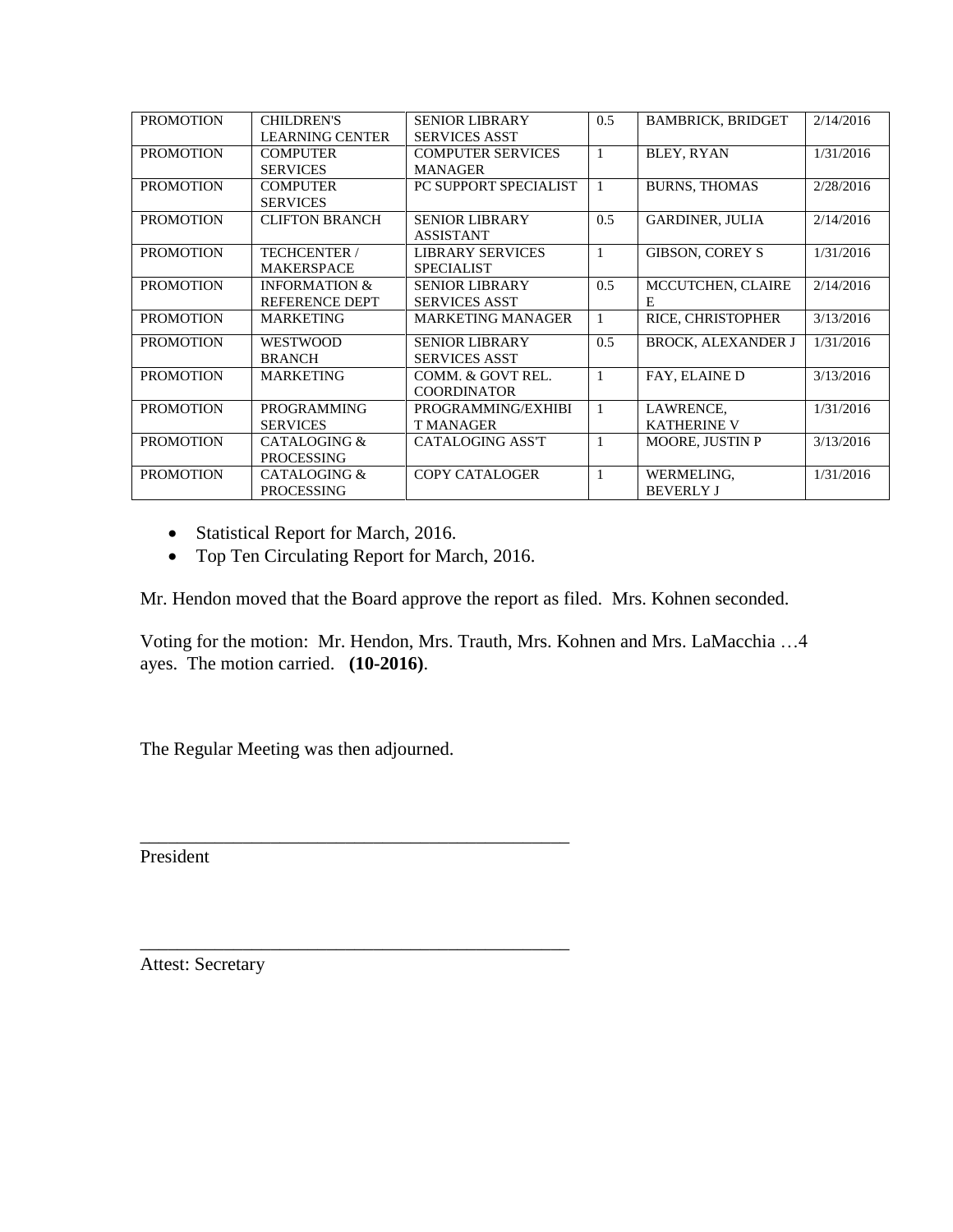| | | | | | |
|---|---|---|---|---|---|
| PROMOTION | CHILDREN'S LEARNING CENTER | SENIOR LIBRARY SERVICES ASST | 0.5 | BAMBRICK, BRIDGET | 2/14/2016 |
| PROMOTION | COMPUTER SERVICES | COMPUTER SERVICES MANAGER | 1 | BLEY, RYAN | 1/31/2016 |
| PROMOTION | COMPUTER SERVICES | PC SUPPORT SPECIALIST | 1 | BURNS, THOMAS | 2/28/2016 |
| PROMOTION | CLIFTON BRANCH | SENIOR LIBRARY ASSISTANT | 0.5 | GARDINER, JULIA | 2/14/2016 |
| PROMOTION | TECHCENTER / MAKERSPACE | LIBRARY SERVICES SPECIALIST | 1 | GIBSON, COREY S | 1/31/2016 |
| PROMOTION | INFORMATION & REFERENCE DEPT | SENIOR LIBRARY SERVICES ASST | 0.5 | MCCUTCHEN, CLAIRE E | 2/14/2016 |
| PROMOTION | MARKETING | MARKETING MANAGER | 1 | RICE, CHRISTOPHER | 3/13/2016 |
| PROMOTION | WESTWOOD BRANCH | SENIOR LIBRARY SERVICES ASST | 0.5 | BROCK, ALEXANDER J | 1/31/2016 |
| PROMOTION | MARKETING | COMM. & GOVT REL. COORDINATOR | 1 | FAY, ELAINE D | 3/13/2016 |
| PROMOTION | PROGRAMMING SERVICES | PROGRAMMING/EXHIBIT MANAGER | 1 | LAWRENCE, KATHERINE V | 1/31/2016 |
| PROMOTION | CATALOGING & PROCESSING | CATALOGING ASS'T | 1 | MOORE, JUSTIN P | 3/13/2016 |
| PROMOTION | CATALOGING & PROCESSING | COPY CATALOGER | 1 | WERMELING, BEVERLY J | 1/31/2016 |

- Statistical Report for March, 2016.
- Top Ten Circulating Report for March, 2016.

Mr. Hendon moved that the Board approve the report as filed. Mrs. Kohnen seconded.

Voting for the motion: Mr. Hendon, Mrs. Trauth, Mrs. Kohnen and Mrs. LaMacchia …4 ayes. The motion carried. **(10-2016)**.

The Regular Meeting was then adjourned.

_______________________________________________
President

_______________________________________________
Attest: Secretary